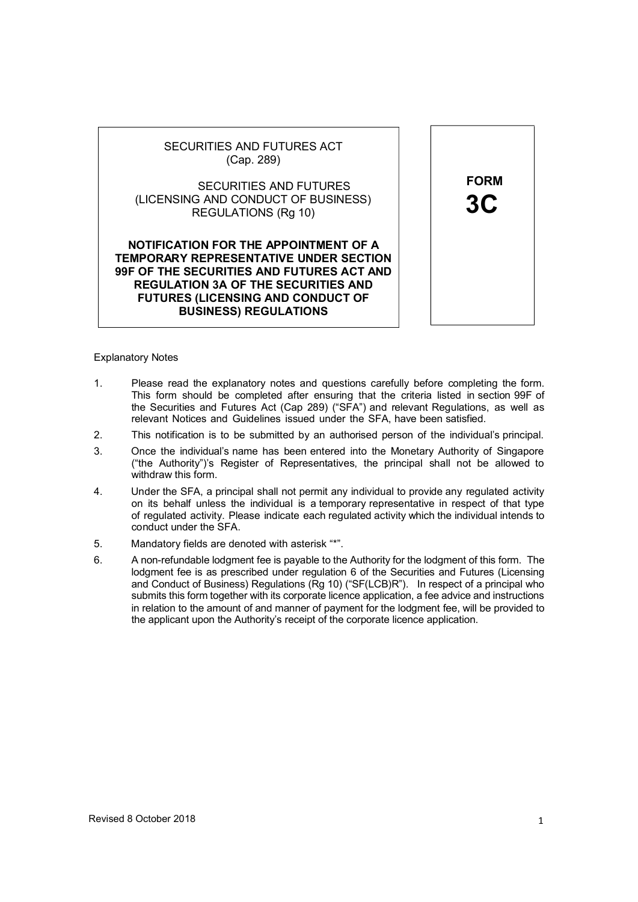SECURITIES AND FUTURES ACT
(Cap. 289)

SECURITIES AND FUTURES
(LICENSING AND CONDUCT OF BUSINESS)
REGULATIONS (Rg 10)

**NOTIFICATION FOR THE APPOINTMENT OF A TEMPORARY REPRESENTATIVE UNDER SECTION 99F OF THE SECURITIES AND FUTURES ACT AND REGULATION 3A OF THE SECURITIES AND FUTURES (LICENSING AND CONDUCT OF BUSINESS) REGULATIONS**

**FORM 3C**

Explanatory Notes

1. Please read the explanatory notes and questions carefully before completing the form. This form should be completed after ensuring that the criteria listed in section 99F of the Securities and Futures Act (Cap 289) ("SFA") and relevant Regulations, as well as relevant Notices and Guidelines issued under the SFA, have been satisfied.
2. This notification is to be submitted by an authorised person of the individual's principal.
3. Once the individual's name has been entered into the Monetary Authority of Singapore ("the Authority")'s Register of Representatives, the principal shall not be allowed to withdraw this form.
4. Under the SFA, a principal shall not permit any individual to provide any regulated activity on its behalf unless the individual is a temporary representative in respect of that type of regulated activity. Please indicate each regulated activity which the individual intends to conduct under the SFA.
5. Mandatory fields are denoted with asterisk "*".
6. A non-refundable lodgment fee is payable to the Authority for the lodgment of this form. The lodgment fee is as prescribed under regulation 6 of the Securities and Futures (Licensing and Conduct of Business) Regulations (Rg 10) ("SF(LCB)R"). In respect of a principal who submits this form together with its corporate licence application, a fee advice and instructions in relation to the amount of and manner of payment for the lodgment fee, will be provided to the applicant upon the Authority's receipt of the corporate licence application.

Revised 8 October 2018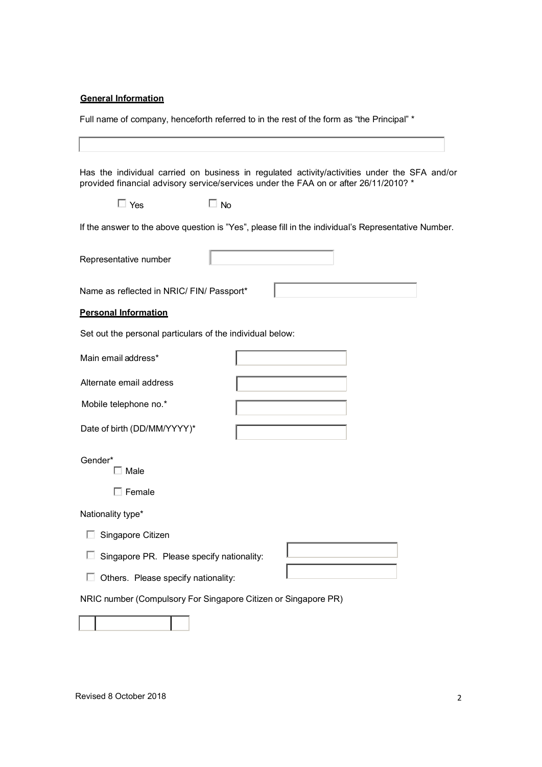**General Information**

Full name of company, henceforth referred to in the rest of the form as "the Principal" *

Has the individual carried on business in regulated activity/activities under the SFA and/or provided financial advisory service/services under the FAA on or after 26/11/2010? *

☐ Yes ☐ No

If the answer to the above question is "Yes", please fill in the individual's Representative Number.

Representative number

Name as reflected in NRIC/ FIN/ Passport*

**Personal Information**

Set out the personal particulars of the individual below:

Main email address*

Alternate email address

Mobile telephone no.*

Date of birth (DD/MM/YYYY)*

Gender*

☐ Male

☐ Female

Nationality type*

☐ Singapore Citizen

☐ Singapore PR. Please specify nationality:

☐ Others. Please specify nationality:

NRIC number (Compulsory For Singapore Citizen or Singapore PR)

Revised 8 October 2018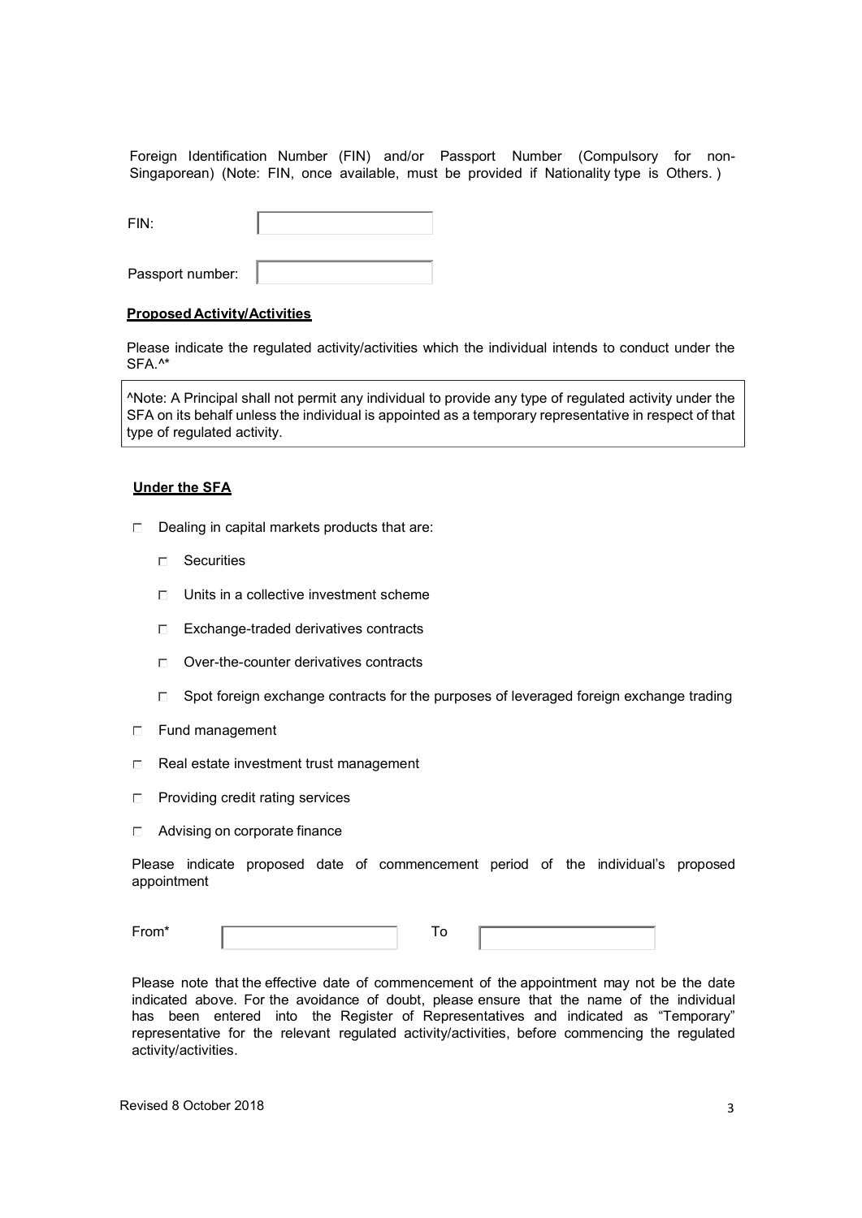Foreign Identification Number (FIN) and/or Passport Number (Compulsory for non-Singaporean) (Note: FIN, once available, must be provided if Nationality type is Others. )

FIN:

Passport number:

**Proposed Activity/Activities**

Please indicate the regulated activity/activities which the individual intends to conduct under the SFA.^*

> ^Note: A Principal shall not permit any individual to provide any type of regulated activity under the SFA on its behalf unless the individual is appointed as a temporary representative in respect of that type of regulated activity.

**Under the SFA**

- ☐ Dealing in capital markets products that are:
  - ☐ Securities
  - ☐ Units in a collective investment scheme
  - ☐ Exchange-traded derivatives contracts
  - ☐ Over-the-counter derivatives contracts
  - ☐ Spot foreign exchange contracts for the purposes of leveraged foreign exchange trading
- ☐ Fund management
- ☐ Real estate investment trust management
- ☐ Providing credit rating services
- ☐ Advising on corporate finance

Please indicate proposed date of commencement period of the individual's proposed appointment

From* To

Please note that the effective date of commencement of the appointment may not be the date indicated above. For the avoidance of doubt, please ensure that the name of the individual has been entered into the Register of Representatives and indicated as "Temporary" representative for the relevant regulated activity/activities, before commencing the regulated activity/activities.

Revised 8 October 2018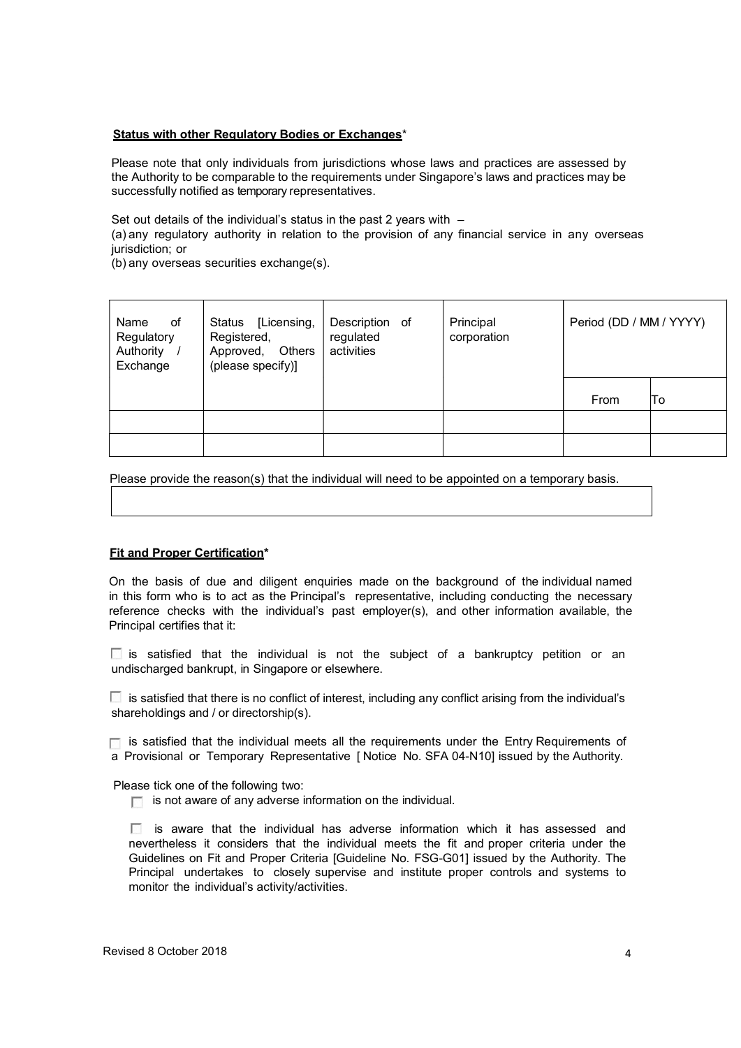**Status with other Regulatory Bodies or Exchanges***

Please note that only individuals from jurisdictions whose laws and practices are assessed by the Authority to be comparable to the requirements under Singapore's laws and practices may be successfully notified as temporary representatives.

Set out details of the individual's status in the past 2 years with –
(a) any regulatory authority in relation to the provision of any financial service in any overseas jurisdiction; or
(b) any overseas securities exchange(s).

| Name of Regulatory Authority / Exchange | Status [Licensing, Registered, Approved, Others (please specify)] | Description of regulated activities | Principal corporation | Period (DD / MM / YYYY) | |
|---|---|---|---|---|---|
| | | | | From | To |
| | | | | | |
| | | | | | |

Please provide the reason(s) that the individual will need to be appointed on a temporary basis.

| |
|---|

**Fit and Proper Certification***

On the basis of due and diligent enquiries made on the background of the individual named in this form who is to act as the Principal's representative, including conducting the necessary reference checks with the individual's past employer(s), and other information available, the Principal certifies that it:

☐ is satisfied that the individual is not the subject of a bankruptcy petition or an undischarged bankrupt, in Singapore or elsewhere.

☐ is satisfied that there is no conflict of interest, including any conflict arising from the individual's shareholdings and / or directorship(s).

☐ is satisfied that the individual meets all the requirements under the Entry Requirements of a Provisional or Temporary Representative [ Notice No. SFA 04-N10] issued by the Authority.

Please tick one of the following two:

☐ is not aware of any adverse information on the individual.

☐ is aware that the individual has adverse information which it has assessed and nevertheless it considers that the individual meets the fit and proper criteria under the Guidelines on Fit and Proper Criteria [Guideline No. FSG-G01] issued by the Authority. The Principal undertakes to closely supervise and institute proper controls and systems to monitor the individual's activity/activities.

Revised 8 October 2018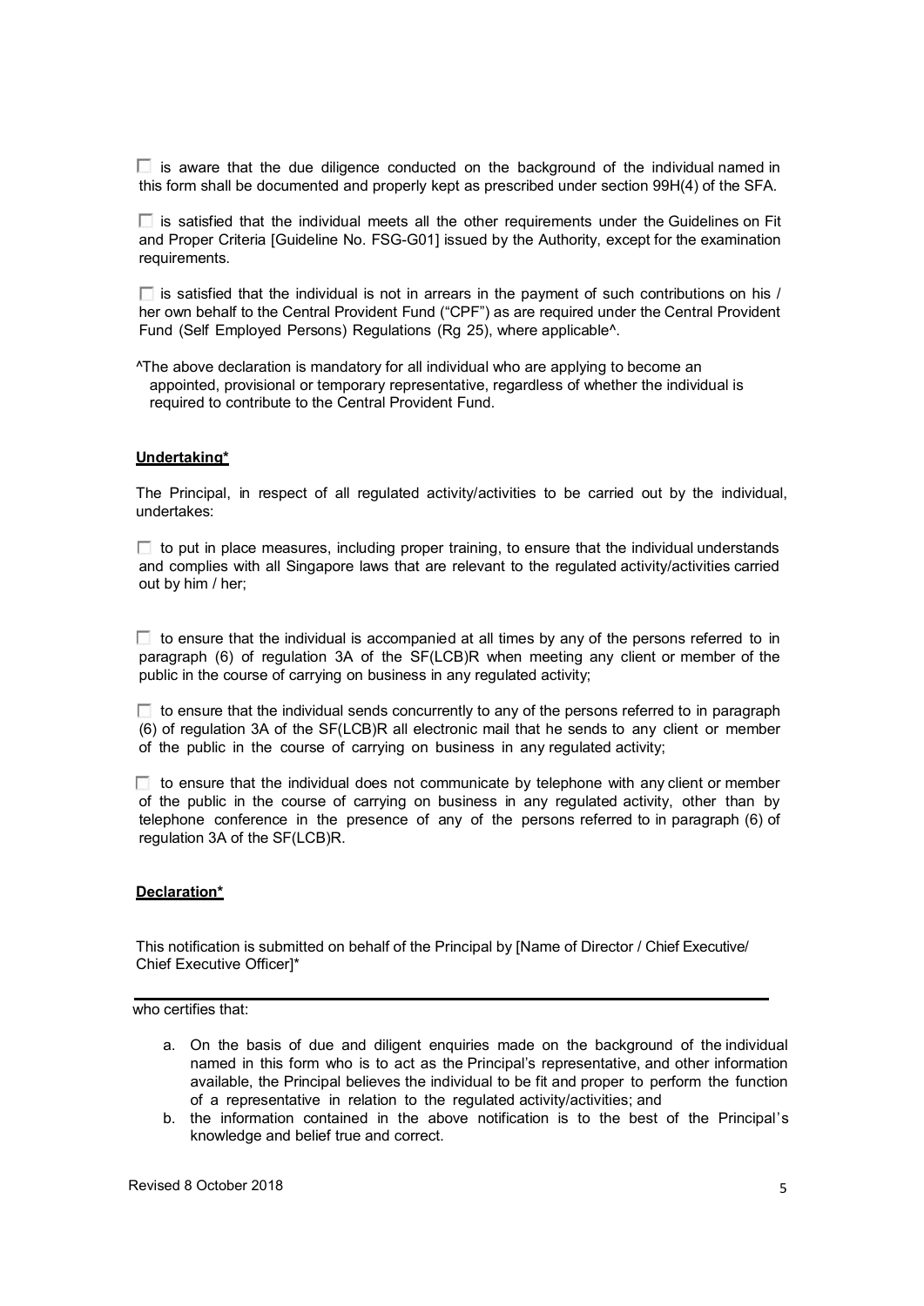☐ is aware that the due diligence conducted on the background of the individual named in this form shall be documented and properly kept as prescribed under section 99H(4) of the SFA.

☐ is satisfied that the individual meets all the other requirements under the Guidelines on Fit and Proper Criteria [Guideline No. FSG-G01] issued by the Authority, except for the examination requirements.

☐ is satisfied that the individual is not in arrears in the payment of such contributions on his / her own behalf to the Central Provident Fund ("CPF") as are required under the Central Provident Fund (Self Employed Persons) Regulations (Rg 25), where applicable^.

^The above declaration is mandatory for all individual who are applying to become an appointed, provisional or temporary representative, regardless of whether the individual is required to contribute to the Central Provident Fund.

**Undertaking***

The Principal, in respect of all regulated activity/activities to be carried out by the individual, undertakes:

☐ to put in place measures, including proper training, to ensure that the individual understands and complies with all Singapore laws that are relevant to the regulated activity/activities carried out by him / her;

☐ to ensure that the individual is accompanied at all times by any of the persons referred to in paragraph (6) of regulation 3A of the SF(LCB)R when meeting any client or member of the public in the course of carrying on business in any regulated activity;

☐ to ensure that the individual sends concurrently to any of the persons referred to in paragraph (6) of regulation 3A of the SF(LCB)R all electronic mail that he sends to any client or member of the public in the course of carrying on business in any regulated activity;

☐ to ensure that the individual does not communicate by telephone with any client or member of the public in the course of carrying on business in any regulated activity, other than by telephone conference in the presence of any of the persons referred to in paragraph (6) of regulation 3A of the SF(LCB)R.

**Declaration***

This notification is submitted on behalf of the Principal by [Name of Director / Chief Executive/ Chief Executive Officer]*

\_\_\_\_\_\_\_\_\_\_\_\_\_\_\_\_\_\_\_\_\_\_\_\_\_\_\_\_\_\_\_\_\_\_\_\_\_\_\_\_\_\_\_\_\_\_\_\_\_\_\_\_\_\_\_\_\_\_\_\_

who certifies that:

a. On the basis of due and diligent enquiries made on the background of the individual named in this form who is to act as the Principal's representative, and other information available, the Principal believes the individual to be fit and proper to perform the function of a representative in relation to the regulated activity/activities; and
b. the information contained in the above notification is to the best of the Principal's knowledge and belief true and correct.

Revised 8 October 2018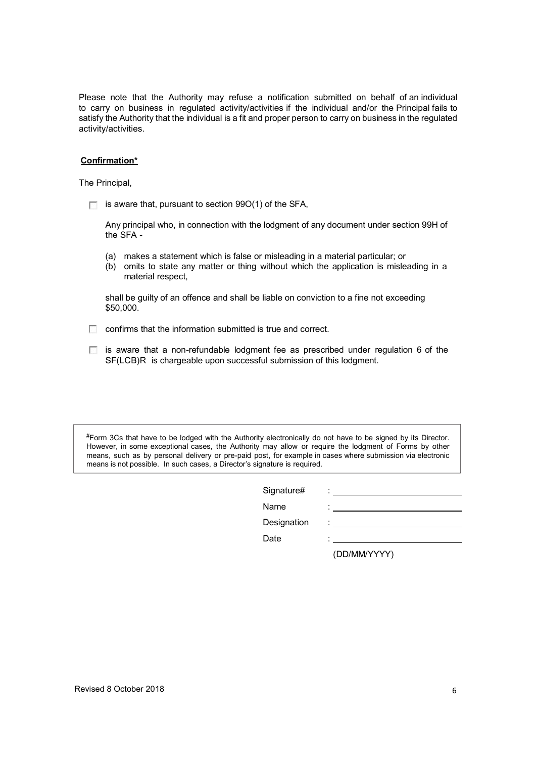Please note that the Authority may refuse a notification submitted on behalf of an individual to carry on business in regulated activity/activities if the individual and/or the Principal fails to satisfy the Authority that the individual is a fit and proper person to carry on business in the regulated activity/activities.

**Confirmation***

The Principal,

☐ is aware that, pursuant to section 99O(1) of the SFA,

Any principal who, in connection with the lodgment of any document under section 99H of the SFA -

(a) makes a statement which is false or misleading in a material particular; or
(b) omits to state any matter or thing without which the application is misleading in a material respect,

shall be guilty of an offence and shall be liable on conviction to a fine not exceeding $50,000.

☐ confirms that the information submitted is true and correct.

☐ is aware that a non-refundable lodgment fee as prescribed under regulation 6 of the SF(LCB)R is chargeable upon successful submission of this lodgment.

#Form 3Cs that have to be lodged with the Authority electronically do not have to be signed by its Director. However, in some exceptional cases, the Authority may allow or require the lodgment of Forms by other means, such as by personal delivery or pre-paid post, for example in cases where submission via electronic means is not possible. In such cases, a Director's signature is required.

Signature# : ____________________

Name : ____________________

Designation : ____________________

Date : ____________________
(DD/MM/YYYY)

Revised 8 October 2018